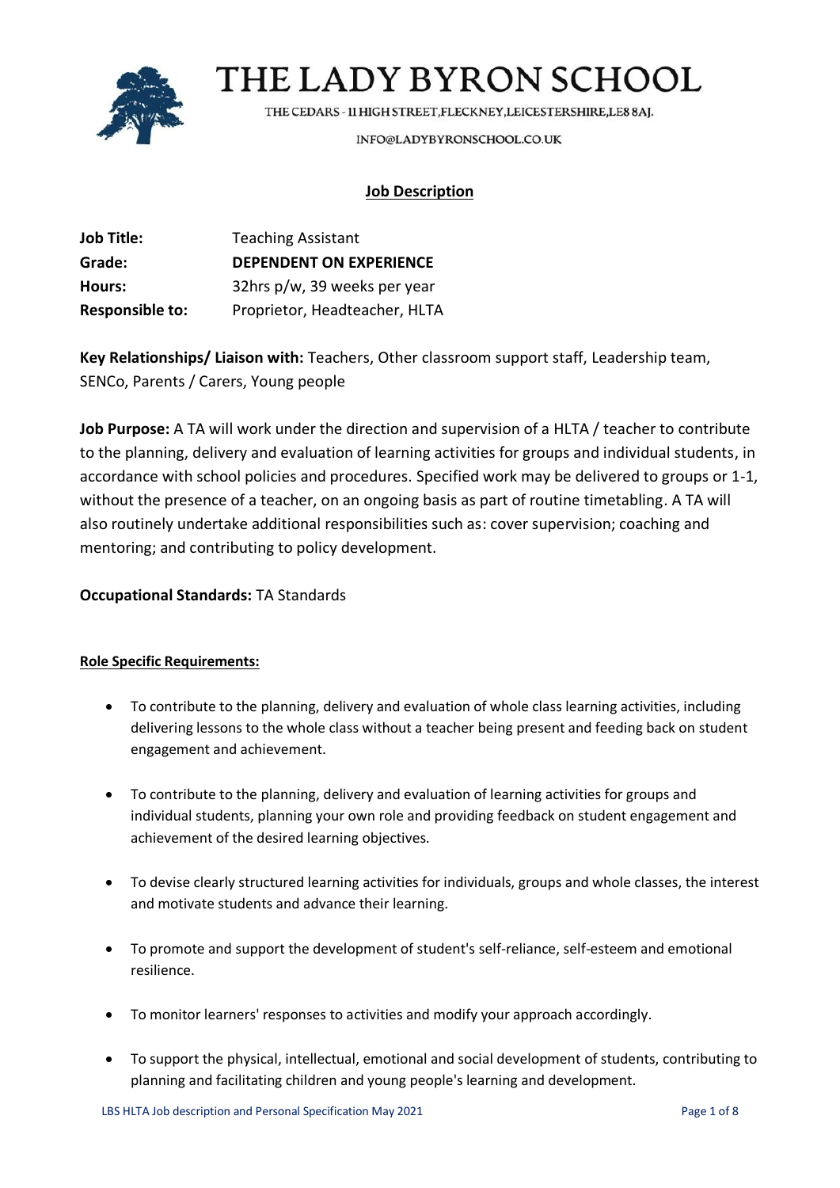# THE LADY BYRON SCHOOL

THE CEDARS - 11 HIGH STREET, FLECKNEY, LEICESTERSHIRE, LE8 8AJ.

INFO@LADYBYRONSCHOOL.CO.UK

## Job Description

| | |
|---|---|
| **Job Title:** | Teaching Assistant |
| **Grade:** | **DEPENDENT ON EXPERIENCE** |
| **Hours:** | 32hrs p/w, 39 weeks per year |
| **Responsible to:** | Proprietor, Headteacher, HLTA |

**Key Relationships/ Liaison with:** Teachers, Other classroom support staff, Leadership team, SENCo, Parents / Carers, Young people

**Job Purpose:** A TA will work under the direction and supervision of a HLTA / teacher to contribute to the planning, delivery and evaluation of learning activities for groups and individual students, in accordance with school policies and procedures. Specified work may be delivered to groups or 1-1, without the presence of a teacher, on an ongoing basis as part of routine timetabling. A TA will also routinely undertake additional responsibilities such as: cover supervision; coaching and mentoring; and contributing to policy development.

**Occupational Standards:** TA Standards

### Role Specific Requirements:

- To contribute to the planning, delivery and evaluation of whole class learning activities, including delivering lessons to the whole class without a teacher being present and feeding back on student engagement and achievement.
- To contribute to the planning, delivery and evaluation of learning activities for groups and individual students, planning your own role and providing feedback on student engagement and achievement of the desired learning objectives.
- To devise clearly structured learning activities for individuals, groups and whole classes, the interest and motivate students and advance their learning.
- To promote and support the development of student's self-reliance, self-esteem and emotional resilience.
- To monitor learners' responses to activities and modify your approach accordingly.
- To support the physical, intellectual, emotional and social development of students, contributing to planning and facilitating children and young people's learning and development.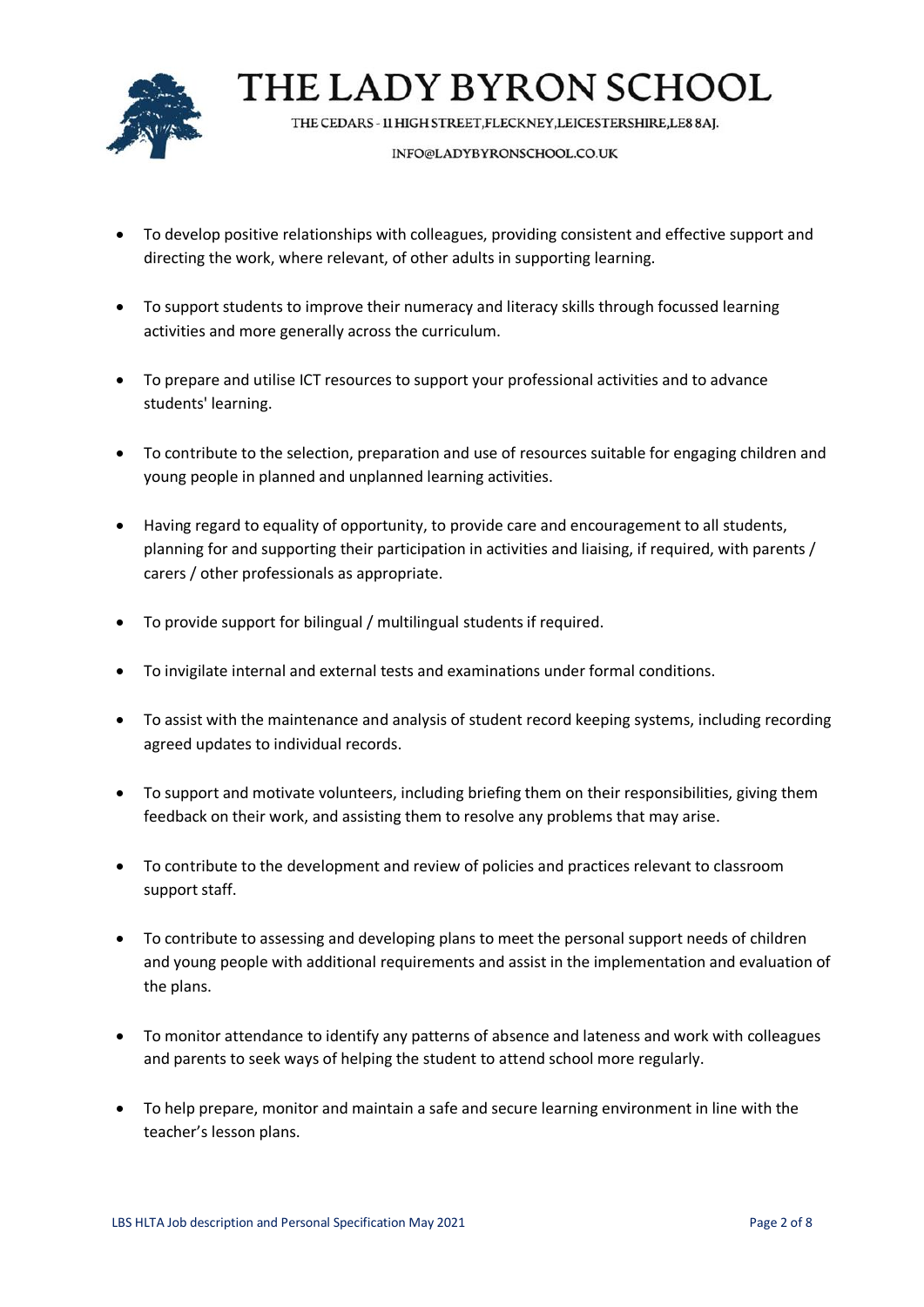- To develop positive relationships with colleagues, providing consistent and effective support and directing the work, where relevant, of other adults in supporting learning.
- To support students to improve their numeracy and literacy skills through focussed learning activities and more generally across the curriculum.
- To prepare and utilise ICT resources to support your professional activities and to advance students' learning.
- To contribute to the selection, preparation and use of resources suitable for engaging children and young people in planned and unplanned learning activities.
- Having regard to equality of opportunity, to provide care and encouragement to all students, planning for and supporting their participation in activities and liaising, if required, with parents / carers / other professionals as appropriate.
- To provide support for bilingual / multilingual students if required.
- To invigilate internal and external tests and examinations under formal conditions.
- To assist with the maintenance and analysis of student record keeping systems, including recording agreed updates to individual records.
- To support and motivate volunteers, including briefing them on their responsibilities, giving them feedback on their work, and assisting them to resolve any problems that may arise.
- To contribute to the development and review of policies and practices relevant to classroom support staff.
- To contribute to assessing and developing plans to meet the personal support needs of children and young people with additional requirements and assist in the implementation and evaluation of the plans.
- To monitor attendance to identify any patterns of absence and lateness and work with colleagues and parents to seek ways of helping the student to attend school more regularly.
- To help prepare, monitor and maintain a safe and secure learning environment in line with the teacher's lesson plans.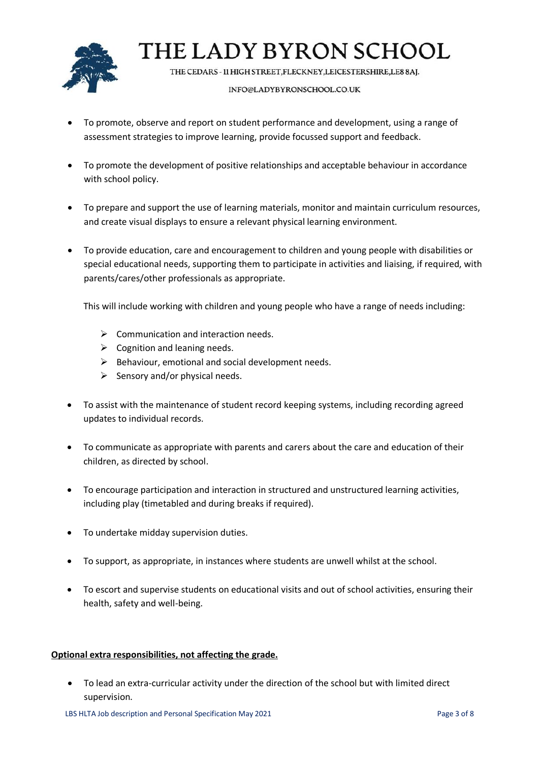- To promote, observe and report on student performance and development, using a range of assessment strategies to improve learning, provide focussed support and feedback.

- To promote the development of positive relationships and acceptable behaviour in accordance with school policy.

- To prepare and support the use of learning materials, monitor and maintain curriculum resources, and create visual displays to ensure a relevant physical learning environment.

- To provide education, care and encouragement to children and young people with disabilities or special educational needs, supporting them to participate in activities and liaising, if required, with parents/cares/other professionals as appropriate.

  This will include working with children and young people who have a range of needs including:

  - Communication and interaction needs.
  - Cognition and leaning needs.
  - Behaviour, emotional and social development needs.
  - Sensory and/or physical needs.

- To assist with the maintenance of student record keeping systems, including recording agreed updates to individual records.

- To communicate as appropriate with parents and carers about the care and education of their children, as directed by school.

- To encourage participation and interaction in structured and unstructured learning activities, including play (timetabled and during breaks if required).

- To undertake midday supervision duties.

- To support, as appropriate, in instances where students are unwell whilst at the school.

- To escort and supervise students on educational visits and out of school activities, ensuring their health, safety and well-being.

**Optional extra responsibilities, not affecting the grade.**

- To lead an extra-curricular activity under the direction of the school but with limited direct supervision.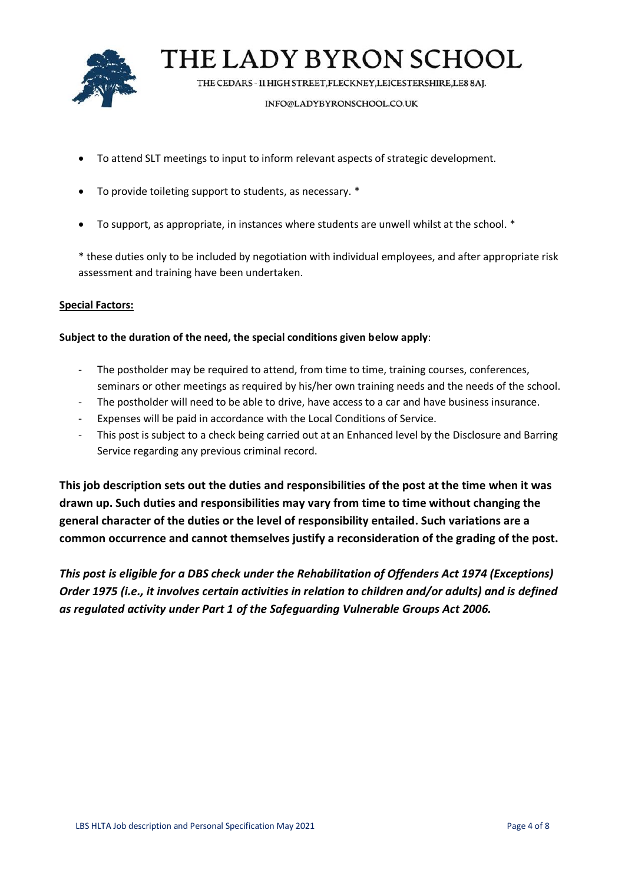- To attend SLT meetings to input to inform relevant aspects of strategic development.
- To provide toileting support to students, as necessary. *
- To support, as appropriate, in instances where students are unwell whilst at the school. *

* these duties only to be included by negotiation with individual employees, and after appropriate risk assessment and training have been undertaken.

**Special Factors:**

**Subject to the duration of the need, the special conditions given below apply**:

- The postholder may be required to attend, from time to time, training courses, conferences, seminars or other meetings as required by his/her own training needs and the needs of the school.
- The postholder will need to be able to drive, have access to a car and have business insurance.
- Expenses will be paid in accordance with the Local Conditions of Service.
- This post is subject to a check being carried out at an Enhanced level by the Disclosure and Barring Service regarding any previous criminal record.

**This job description sets out the duties and responsibilities of the post at the time when it was drawn up. Such duties and responsibilities may vary from time to time without changing the general character of the duties or the level of responsibility entailed. Such variations are a common occurrence and cannot themselves justify a reconsideration of the grading of the post.**

***This post is eligible for a DBS check under the Rehabilitation of Offenders Act 1974 (Exceptions) Order 1975 (i.e., it involves certain activities in relation to children and/or adults) and is defined as regulated activity under Part 1 of the Safeguarding Vulnerable Groups Act 2006.***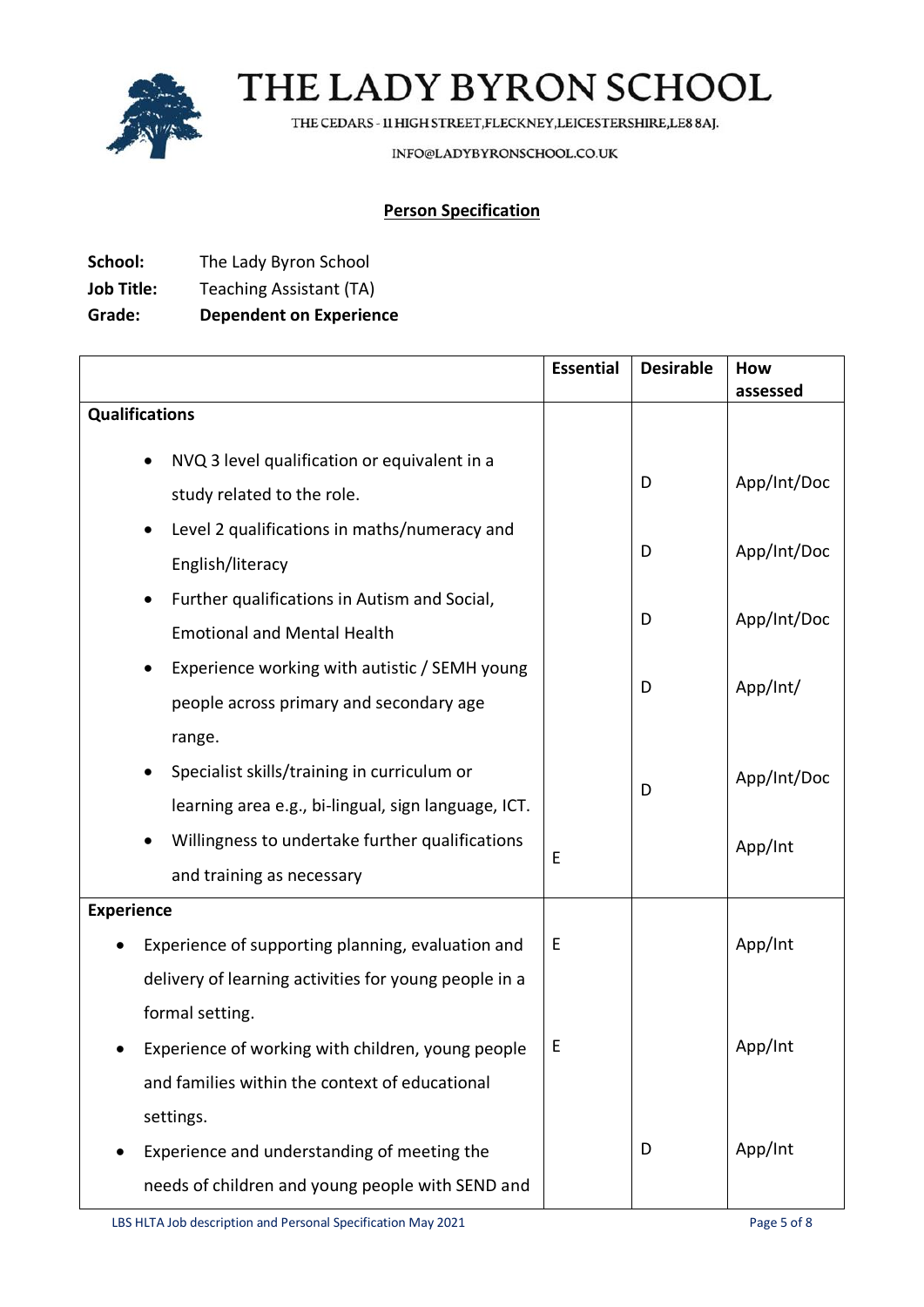# THE LADY BYRON SCHOOL

THE CEDARS - 11 HIGH STREET, FLECKNEY, LEICESTERSHIRE, LE8 8AJ.

INFO@LADYBYRONSCHOOL.CO.UK

## Person Specification

**School:** The Lady Byron School
**Job Title:** Teaching Assistant (TA)
**Grade:** **Dependent on Experience**

| | Essential | Desirable | How assessed |
|---|---|---|---|
| **Qualifications** | | | |
| • NVQ 3 level qualification or equivalent in a study related to the role. | | D | App/Int/Doc |
| • Level 2 qualifications in maths/numeracy and English/literacy | | D | App/Int/Doc |
| • Further qualifications in Autism and Social, Emotional and Mental Health | | D | App/Int/Doc |
| • Experience working with autistic / SEMH young people across primary and secondary age range. | | D | App/Int/ |
| • Specialist skills/training in curriculum or learning area e.g., bi-lingual, sign language, ICT. | | D | App/Int/Doc |
| • Willingness to undertake further qualifications and training as necessary | E | | App/Int |
| **Experience** | | | |
| • Experience of supporting planning, evaluation and delivery of learning activities for young people in a formal setting. | E | | App/Int |
| • Experience of working with children, young people and families within the context of educational settings. | E | | App/Int |
| • Experience and understanding of meeting the needs of children and young people with SEND and | | D | App/Int |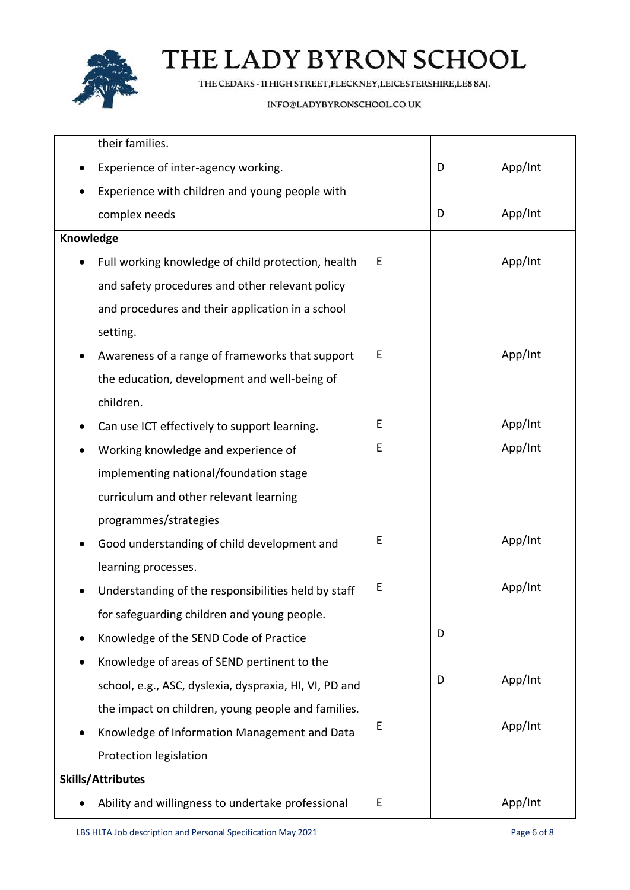| | | | |
|---|---|---|---|
| their families. | | | |
| • Experience of inter-agency working. | | D | App/Int |
| • Experience with children and young people with complex needs | | D | App/Int |
| **Knowledge** | | | |
| • Full working knowledge of child protection, health and safety procedures and other relevant policy and procedures and their application in a school setting. | E | | App/Int |
| • Awareness of a range of frameworks that support the education, development and well-being of children. | E | | App/Int |
| • Can use ICT effectively to support learning. | E | | App/Int |
| • Working knowledge and experience of implementing national/foundation stage curriculum and other relevant learning programmes/strategies | E | | App/Int |
| • Good understanding of child development and learning processes. | E | | App/Int |
| • Understanding of the responsibilities held by staff for safeguarding children and young people. | E | | App/Int |
| • Knowledge of the SEND Code of Practice | | D | |
| • Knowledge of areas of SEND pertinent to the school, e.g., ASC, dyslexia, dyspraxia, HI, VI, PD and the impact on children, young people and families. | | D | App/Int |
| • Knowledge of Information Management and Data Protection legislation | E | | App/Int |
| **Skills/Attributes** | | | |
| • Ability and willingness to undertake professional | E | | App/Int |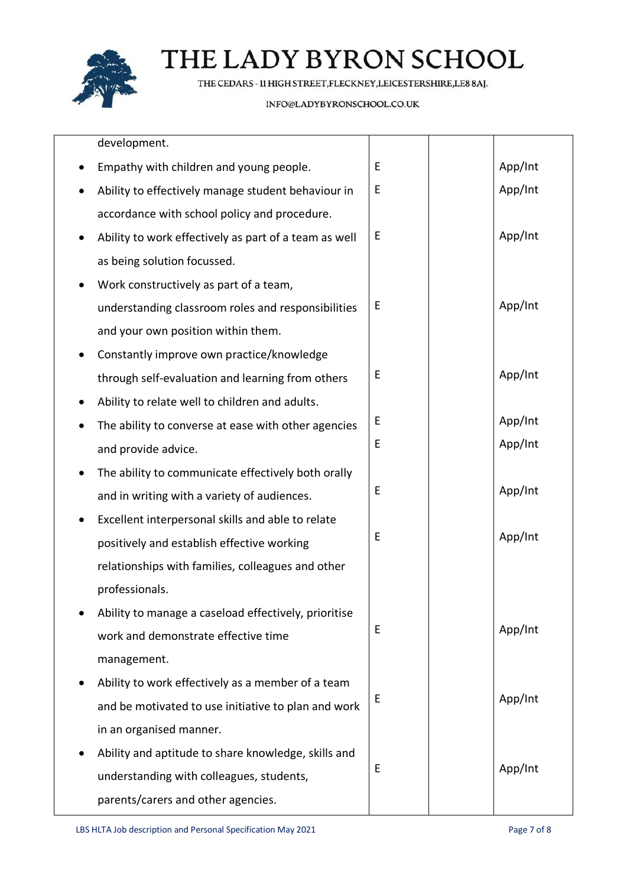| | | | |
|---|---|---|---|
| development. | | | |
| • Empathy with children and young people. | E | | App/Int |
| • Ability to effectively manage student behaviour in accordance with school policy and procedure. | E | | App/Int |
| • Ability to work effectively as part of a team as well as being solution focussed. | E | | App/Int |
| • Work constructively as part of a team, understanding classroom roles and responsibilities and your own position within them. | E | | App/Int |
| • Constantly improve own practice/knowledge through self-evaluation and learning from others | E | | App/Int |
| • Ability to relate well to children and adults. | E | | App/Int |
| • The ability to converse at ease with other agencies and provide advice. | E | | App/Int |
| • The ability to communicate effectively both orally and in writing with a variety of audiences. | E | | App/Int |
| • Excellent interpersonal skills and able to relate positively and establish effective working relationships with families, colleagues and other professionals. | E | | App/Int |
| • Ability to manage a caseload effectively, prioritise work and demonstrate effective time management. | E | | App/Int |
| • Ability to work effectively as a member of a team and be motivated to use initiative to plan and work in an organised manner. | E | | App/Int |
| • Ability and aptitude to share knowledge, skills and understanding with colleagues, students, parents/carers and other agencies. | E | | App/Int |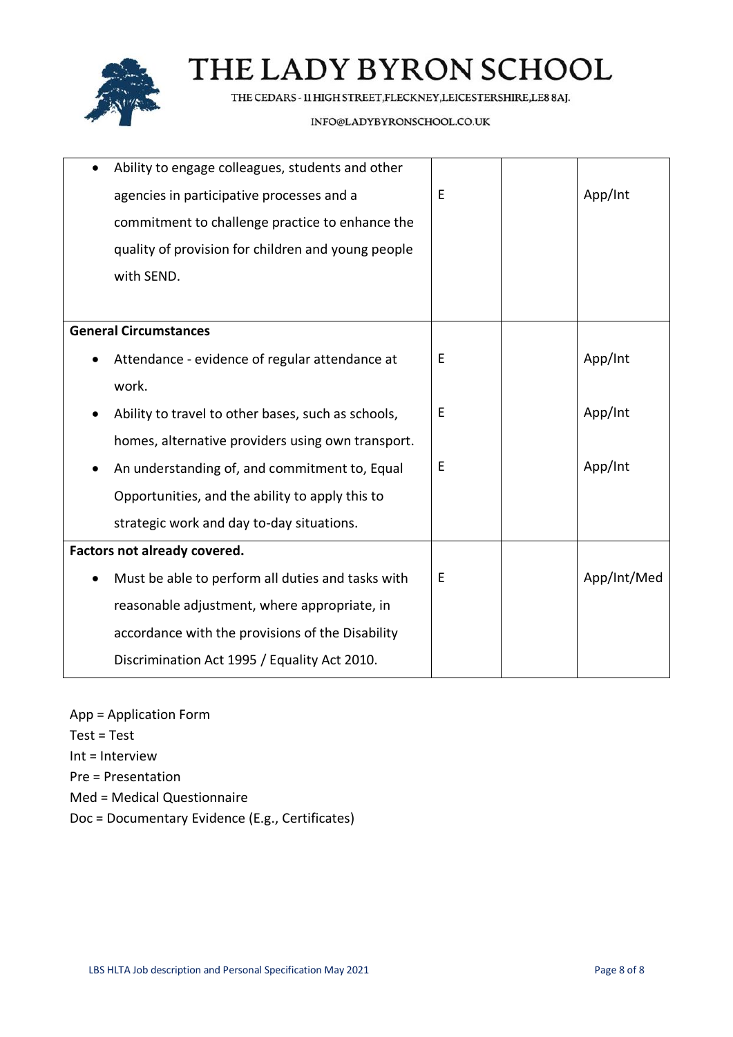| | | | |
|---|---|---|---|
| • Ability to engage colleagues, students and other agencies in participative processes and a commitment to challenge practice to enhance the quality of provision for children and young people with SEND. | E | | App/Int |
| **General Circumstances** | | | |
| • Attendance - evidence of regular attendance at work. | E | | App/Int |
| • Ability to travel to other bases, such as schools, homes, alternative providers using own transport. | E | | App/Int |
| • An understanding of, and commitment to, Equal Opportunities, and the ability to apply this to strategic work and day to-day situations. | E | | App/Int |
| **Factors not already covered.** | | | |
| • Must be able to perform all duties and tasks with reasonable adjustment, where appropriate, in accordance with the provisions of the Disability Discrimination Act 1995 / Equality Act 2010. | E | | App/Int/Med |

App = Application Form
Test = Test
Int = Interview
Pre = Presentation
Med = Medical Questionnaire
Doc = Documentary Evidence (E.g., Certificates)